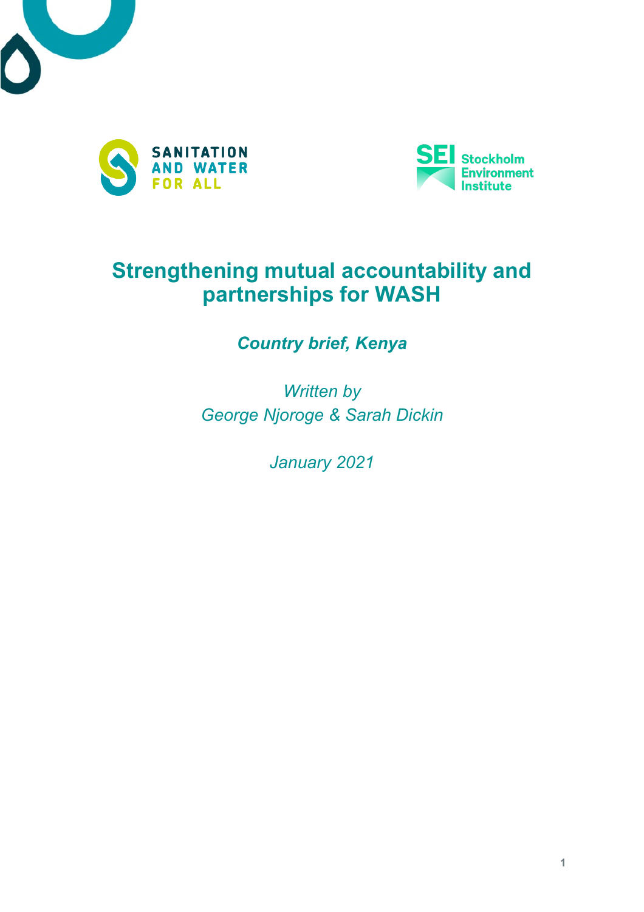SANITATION AND WATER FOR ALL

SEI Stockholm Environment Institute

# Strengthening mutual accountability and partnerships for WASH

***Country brief, Kenya***

*Written by*
*George Njoroge & Sarah Dickin*

*January 2021*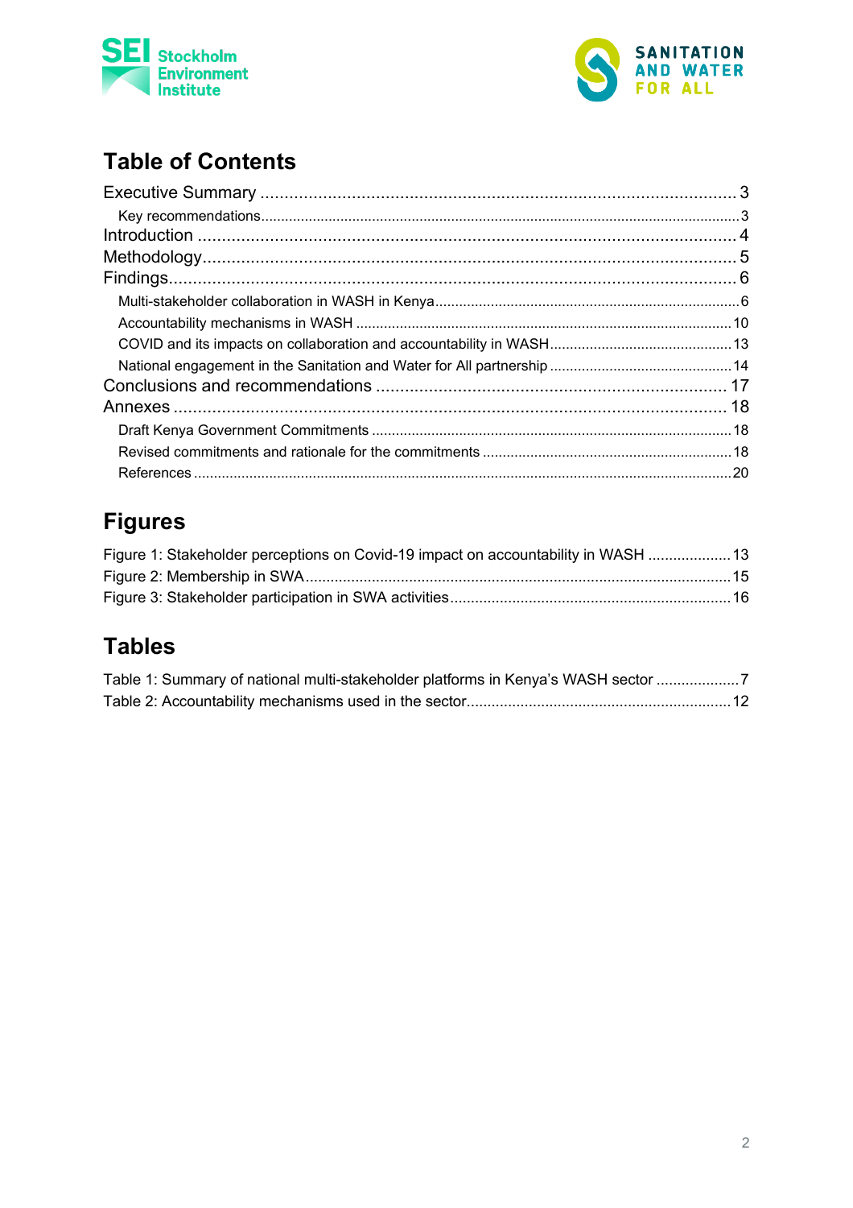# Table of Contents

Executive Summary .......... 3

- Key recommendations .......... 3

Introduction .......... 4

Methodology .......... 5

Findings .......... 6

- Multi-stakeholder collaboration in WASH in Kenya .......... 6
- Accountability mechanisms in WASH .......... 10
- COVID and its impacts on collaboration and accountability in WASH .......... 13
- National engagement in the Sanitation and Water for All partnership .......... 14

Conclusions and recommendations .......... 17

Annexes .......... 18

- Draft Kenya Government Commitments .......... 18
- Revised commitments and rationale for the commitments .......... 18
- References .......... 20

# Figures

Figure 1: Stakeholder perceptions on Covid-19 impact on accountability in WASH .......... 13

Figure 2: Membership in SWA .......... 15

Figure 3: Stakeholder participation in SWA activities .......... 16

# Tables

Table 1: Summary of national multi-stakeholder platforms in Kenya's WASH sector .......... 7

Table 2: Accountability mechanisms used in the sector .......... 12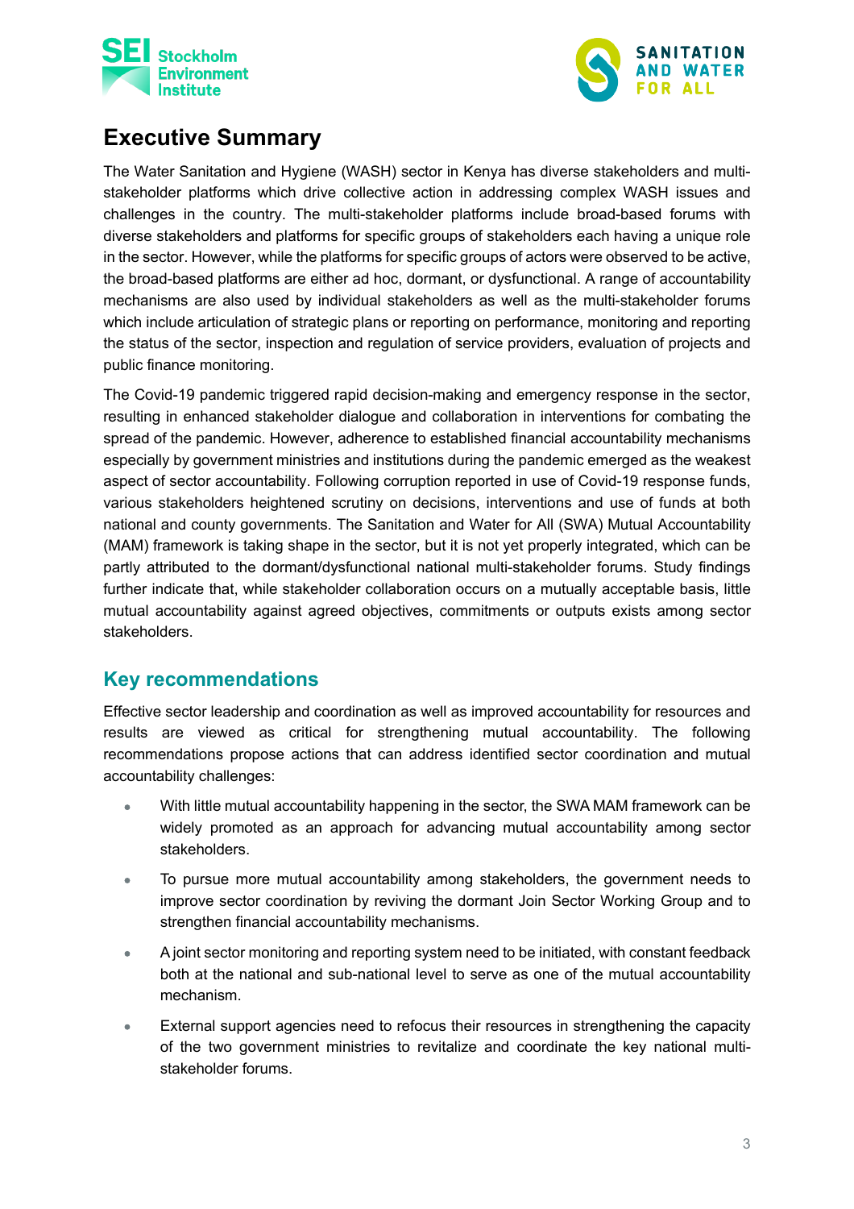# Executive Summary

The Water Sanitation and Hygiene (WASH) sector in Kenya has diverse stakeholders and multi-stakeholder platforms which drive collective action in addressing complex WASH issues and challenges in the country. The multi-stakeholder platforms include broad-based forums with diverse stakeholders and platforms for specific groups of stakeholders each having a unique role in the sector. However, while the platforms for specific groups of actors were observed to be active, the broad-based platforms are either ad hoc, dormant, or dysfunctional. A range of accountability mechanisms are also used by individual stakeholders as well as the multi-stakeholder forums which include articulation of strategic plans or reporting on performance, monitoring and reporting the status of the sector, inspection and regulation of service providers, evaluation of projects and public finance monitoring.

The Covid-19 pandemic triggered rapid decision-making and emergency response in the sector, resulting in enhanced stakeholder dialogue and collaboration in interventions for combating the spread of the pandemic. However, adherence to established financial accountability mechanisms especially by government ministries and institutions during the pandemic emerged as the weakest aspect of sector accountability. Following corruption reported in use of Covid-19 response funds, various stakeholders heightened scrutiny on decisions, interventions and use of funds at both national and county governments. The Sanitation and Water for All (SWA) Mutual Accountability (MAM) framework is taking shape in the sector, but it is not yet properly integrated, which can be partly attributed to the dormant/dysfunctional national multi-stakeholder forums. Study findings further indicate that, while stakeholder collaboration occurs on a mutually acceptable basis, little mutual accountability against agreed objectives, commitments or outputs exists among sector stakeholders.

## Key recommendations

Effective sector leadership and coordination as well as improved accountability for resources and results are viewed as critical for strengthening mutual accountability. The following recommendations propose actions that can address identified sector coordination and mutual accountability challenges:

- With little mutual accountability happening in the sector, the SWA MAM framework can be widely promoted as an approach for advancing mutual accountability among sector stakeholders.
- To pursue more mutual accountability among stakeholders, the government needs to improve sector coordination by reviving the dormant Join Sector Working Group and to strengthen financial accountability mechanisms.
- A joint sector monitoring and reporting system need to be initiated, with constant feedback both at the national and sub-national level to serve as one of the mutual accountability mechanism.
- External support agencies need to refocus their resources in strengthening the capacity of the two government ministries to revitalize and coordinate the key national multi-stakeholder forums.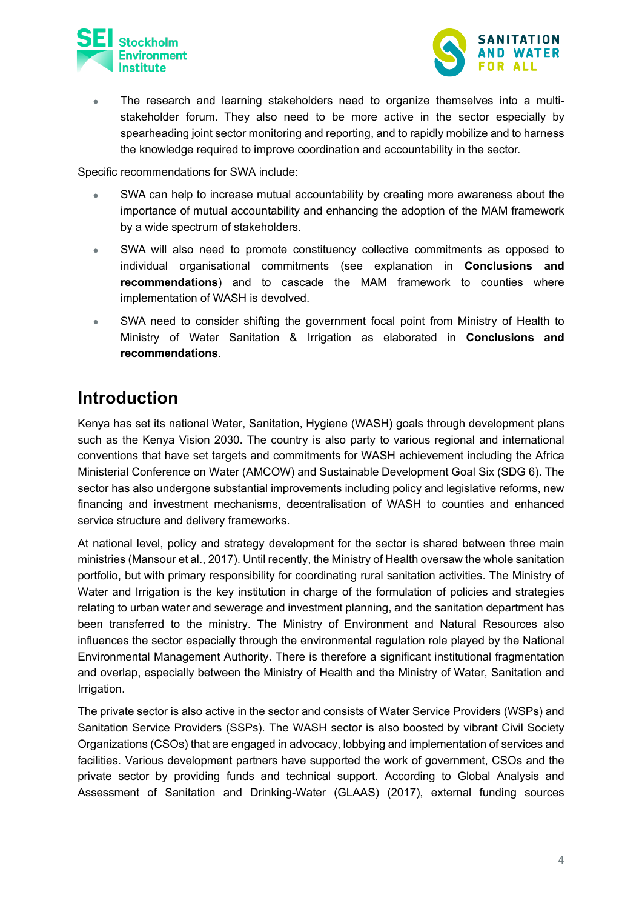- The research and learning stakeholders need to organize themselves into a multi-stakeholder forum. They also need to be more active in the sector especially by spearheading joint sector monitoring and reporting, and to rapidly mobilize and to harness the knowledge required to improve coordination and accountability in the sector.

Specific recommendations for SWA include:

- SWA can help to increase mutual accountability by creating more awareness about the importance of mutual accountability and enhancing the adoption of the MAM framework by a wide spectrum of stakeholders.
- SWA will also need to promote constituency collective commitments as opposed to individual organisational commitments (see explanation in **Conclusions and recommendations**) and to cascade the MAM framework to counties where implementation of WASH is devolved.
- SWA need to consider shifting the government focal point from Ministry of Health to Ministry of Water Sanitation & Irrigation as elaborated in **Conclusions and recommendations**.

## Introduction

Kenya has set its national Water, Sanitation, Hygiene (WASH) goals through development plans such as the Kenya Vision 2030. The country is also party to various regional and international conventions that have set targets and commitments for WASH achievement including the Africa Ministerial Conference on Water (AMCOW) and Sustainable Development Goal Six (SDG 6). The sector has also undergone substantial improvements including policy and legislative reforms, new financing and investment mechanisms, decentralisation of WASH to counties and enhanced service structure and delivery frameworks.

At national level, policy and strategy development for the sector is shared between three main ministries (Mansour et al., 2017). Until recently, the Ministry of Health oversaw the whole sanitation portfolio, but with primary responsibility for coordinating rural sanitation activities. The Ministry of Water and Irrigation is the key institution in charge of the formulation of policies and strategies relating to urban water and sewerage and investment planning, and the sanitation department has been transferred to the ministry. The Ministry of Environment and Natural Resources also influences the sector especially through the environmental regulation role played by the National Environmental Management Authority. There is therefore a significant institutional fragmentation and overlap, especially between the Ministry of Health and the Ministry of Water, Sanitation and Irrigation.

The private sector is also active in the sector and consists of Water Service Providers (WSPs) and Sanitation Service Providers (SSPs). The WASH sector is also boosted by vibrant Civil Society Organizations (CSOs) that are engaged in advocacy, lobbying and implementation of services and facilities. Various development partners have supported the work of government, CSOs and the private sector by providing funds and technical support. According to Global Analysis and Assessment of Sanitation and Drinking-Water (GLAAS) (2017), external funding sources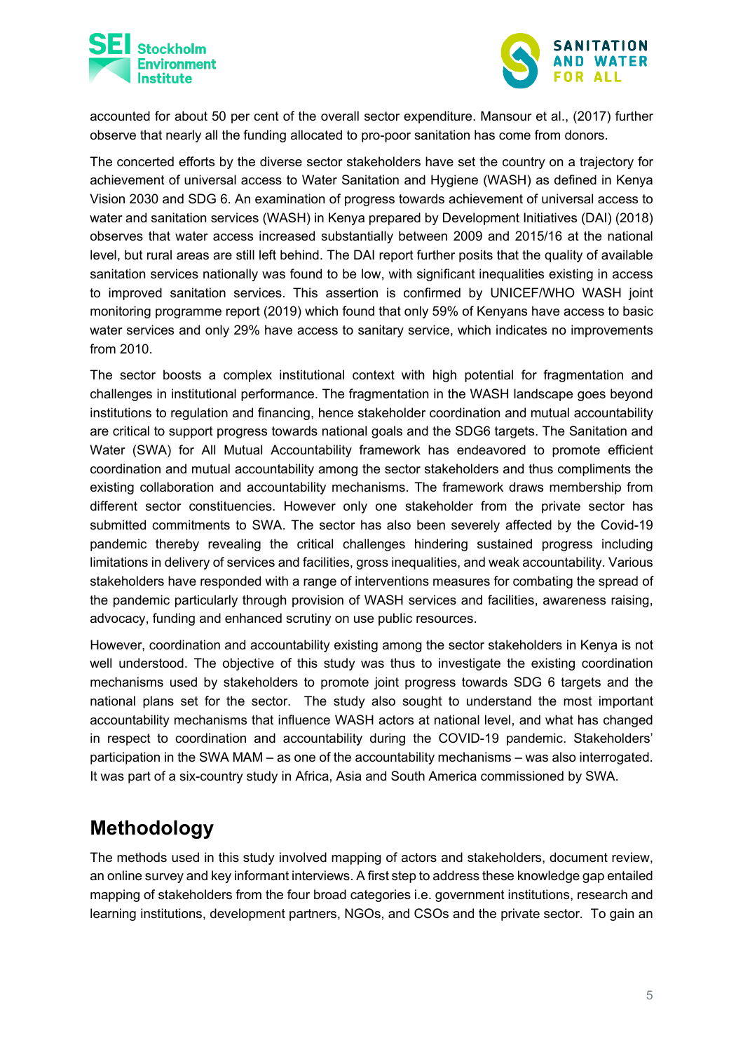accounted for about 50 per cent of the overall sector expenditure. Mansour et al., (2017) further observe that nearly all the funding allocated to pro-poor sanitation has come from donors.

The concerted efforts by the diverse sector stakeholders have set the country on a trajectory for achievement of universal access to Water Sanitation and Hygiene (WASH) as defined in Kenya Vision 2030 and SDG 6. An examination of progress towards achievement of universal access to water and sanitation services (WASH) in Kenya prepared by Development Initiatives (DAI) (2018) observes that water access increased substantially between 2009 and 2015/16 at the national level, but rural areas are still left behind. The DAI report further posits that the quality of available sanitation services nationally was found to be low, with significant inequalities existing in access to improved sanitation services. This assertion is confirmed by UNICEF/WHO WASH joint monitoring programme report (2019) which found that only 59% of Kenyans have access to basic water services and only 29% have access to sanitary service, which indicates no improvements from 2010.

The sector boosts a complex institutional context with high potential for fragmentation and challenges in institutional performance. The fragmentation in the WASH landscape goes beyond institutions to regulation and financing, hence stakeholder coordination and mutual accountability are critical to support progress towards national goals and the SDG6 targets. The Sanitation and Water (SWA) for All Mutual Accountability framework has endeavored to promote efficient coordination and mutual accountability among the sector stakeholders and thus compliments the existing collaboration and accountability mechanisms. The framework draws membership from different sector constituencies. However only one stakeholder from the private sector has submitted commitments to SWA. The sector has also been severely affected by the Covid-19 pandemic thereby revealing the critical challenges hindering sustained progress including limitations in delivery of services and facilities, gross inequalities, and weak accountability. Various stakeholders have responded with a range of interventions measures for combating the spread of the pandemic particularly through provision of WASH services and facilities, awareness raising, advocacy, funding and enhanced scrutiny on use public resources.

However, coordination and accountability existing among the sector stakeholders in Kenya is not well understood. The objective of this study was thus to investigate the existing coordination mechanisms used by stakeholders to promote joint progress towards SDG 6 targets and the national plans set for the sector. The study also sought to understand the most important accountability mechanisms that influence WASH actors at national level, and what has changed in respect to coordination and accountability during the COVID-19 pandemic. Stakeholders' participation in the SWA MAM – as one of the accountability mechanisms – was also interrogated. It was part of a six-country study in Africa, Asia and South America commissioned by SWA.

## Methodology

The methods used in this study involved mapping of actors and stakeholders, document review, an online survey and key informant interviews. A first step to address these knowledge gap entailed mapping of stakeholders from the four broad categories i.e. government institutions, research and learning institutions, development partners, NGOs, and CSOs and the private sector. To gain an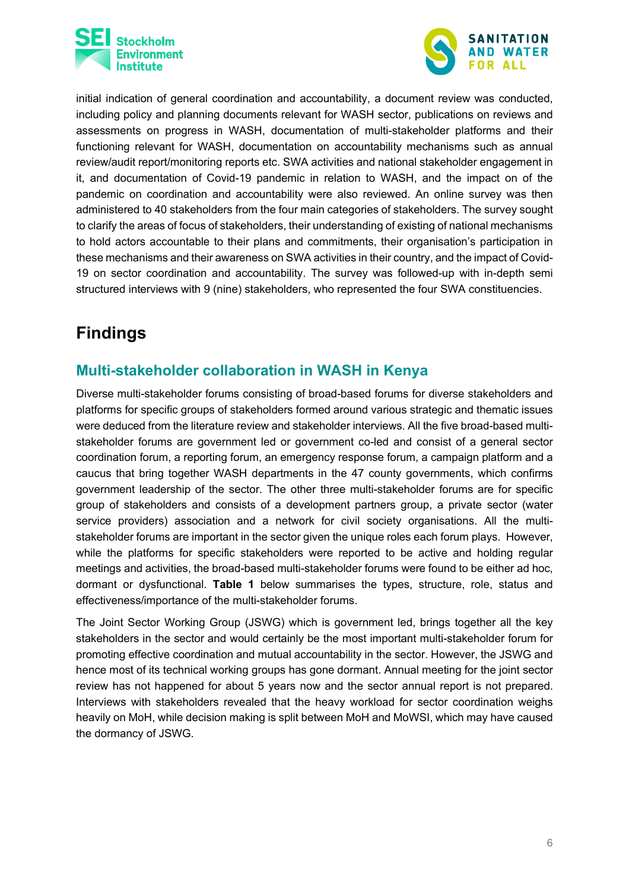initial indication of general coordination and accountability, a document review was conducted, including policy and planning documents relevant for WASH sector, publications on reviews and assessments on progress in WASH, documentation of multi-stakeholder platforms and their functioning relevant for WASH, documentation on accountability mechanisms such as annual review/audit report/monitoring reports etc. SWA activities and national stakeholder engagement in it, and documentation of Covid-19 pandemic in relation to WASH, and the impact on of the pandemic on coordination and accountability were also reviewed. An online survey was then administered to 40 stakeholders from the four main categories of stakeholders. The survey sought to clarify the areas of focus of stakeholders, their understanding of existing of national mechanisms to hold actors accountable to their plans and commitments, their organisation's participation in these mechanisms and their awareness on SWA activities in their country, and the impact of Covid-19 on sector coordination and accountability. The survey was followed-up with in-depth semi structured interviews with 9 (nine) stakeholders, who represented the four SWA constituencies.

# Findings

## Multi-stakeholder collaboration in WASH in Kenya

Diverse multi-stakeholder forums consisting of broad-based forums for diverse stakeholders and platforms for specific groups of stakeholders formed around various strategic and thematic issues were deduced from the literature review and stakeholder interviews. All the five broad-based multi-stakeholder forums are government led or government co-led and consist of a general sector coordination forum, a reporting forum, an emergency response forum, a campaign platform and a caucus that bring together WASH departments in the 47 county governments, which confirms government leadership of the sector. The other three multi-stakeholder forums are for specific group of stakeholders and consists of a development partners group, a private sector (water service providers) association and a network for civil society organisations. All the multi-stakeholder forums are important in the sector given the unique roles each forum plays. However, while the platforms for specific stakeholders were reported to be active and holding regular meetings and activities, the broad-based multi-stakeholder forums were found to be either ad hoc, dormant or dysfunctional. **Table 1** below summarises the types, structure, role, status and effectiveness/importance of the multi-stakeholder forums.

The Joint Sector Working Group (JSWG) which is government led, brings together all the key stakeholders in the sector and would certainly be the most important multi-stakeholder forum for promoting effective coordination and mutual accountability in the sector. However, the JSWG and hence most of its technical working groups has gone dormant. Annual meeting for the joint sector review has not happened for about 5 years now and the sector annual report is not prepared. Interviews with stakeholders revealed that the heavy workload for sector coordination weighs heavily on MoH, while decision making is split between MoH and MoWSI, which may have caused the dormancy of JSWG.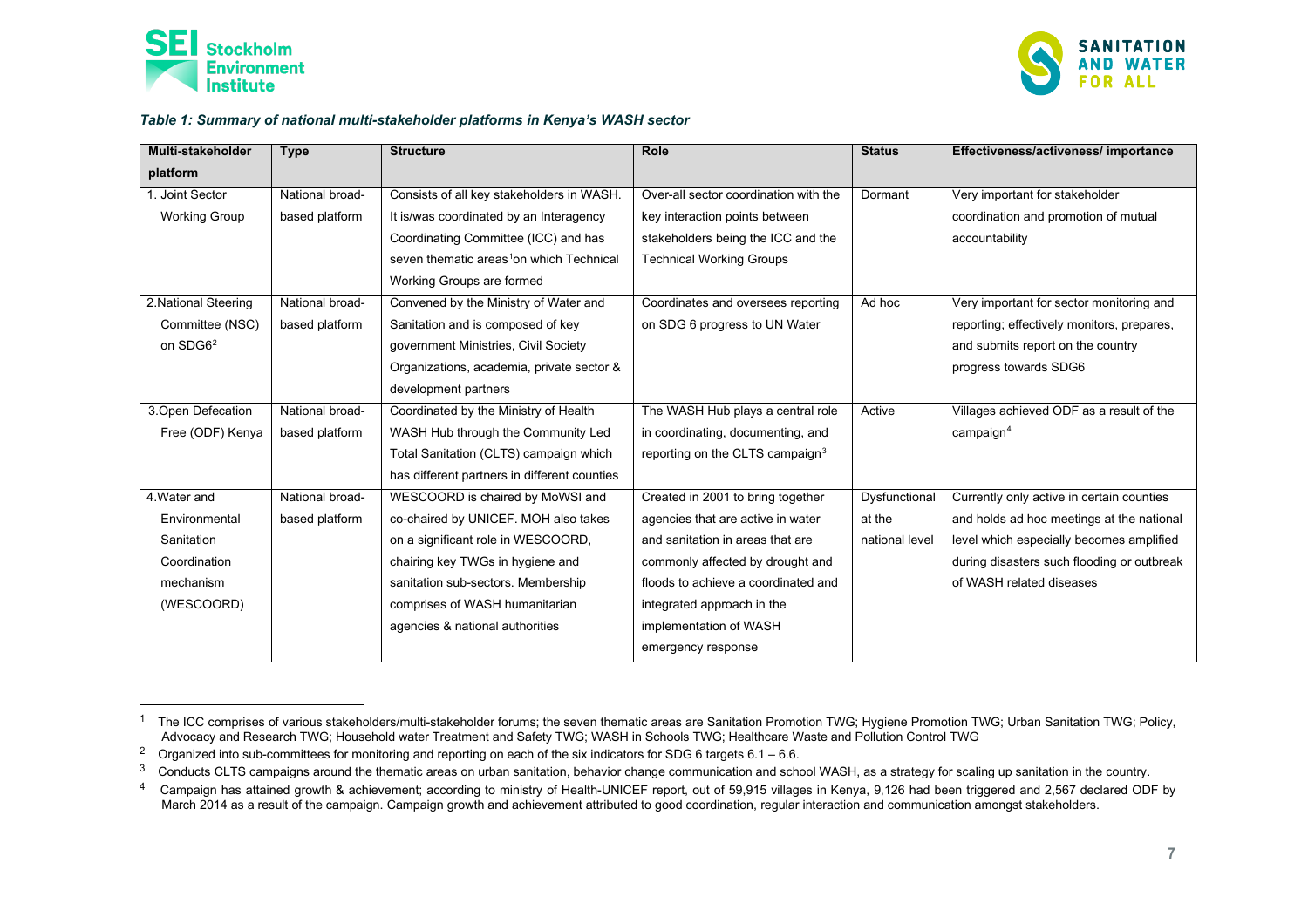*Table 1: Summary of national multi-stakeholder platforms in Kenya's WASH sector*

| Multi-stakeholder platform | Type | Structure | Role | Status | Effectiveness/activeness/ importance |
|---|---|---|---|---|---|
| 1. Joint Sector Working Group | National broad-based platform | Consists of all key stakeholders in WASH. It is/was coordinated by an Interagency Coordinating Committee (ICC) and has seven thematic areas[1] on which Technical Working Groups are formed | Over-all sector coordination with the key interaction points between stakeholders being the ICC and the Technical Working Groups | Dormant | Very important for stakeholder coordination and promotion of mutual accountability |
| 2.National Steering Committee (NSC) on SDG6[2] | National broad-based platform | Convened by the Ministry of Water and Sanitation and is composed of key government Ministries, Civil Society Organizations, academia, private sector & development partners | Coordinates and oversees reporting on SDG 6 progress to UN Water | Ad hoc | Very important for sector monitoring and reporting; effectively monitors, prepares, and submits report on the country progress towards SDG6 |
| 3.Open Defecation Free (ODF) Kenya | National broad-based platform | Coordinated by the Ministry of Health WASH Hub through the Community Led Total Sanitation (CLTS) campaign which has different partners in different counties | The WASH Hub plays a central role in coordinating, documenting, and reporting on the CLTS campaign[3] | Active | Villages achieved ODF as a result of the campaign[4] |
| 4.Water and Environmental Sanitation Coordination mechanism (WESCOORD) | National broad-based platform | WESCOORD is chaired by MoWSI and co-chaired by UNICEF. MOH also takes on a significant role in WESCOORD, chairing key TWGs in hygiene and sanitation sub-sectors. Membership comprises of WASH humanitarian agencies & national authorities | Created in 2001 to bring together agencies that are active in water and sanitation in areas that are commonly affected by drought and floods to achieve a coordinated and integrated approach in the implementation of WASH emergency response | Dysfunctional at the national level | Currently only active in certain counties and holds ad hoc meetings at the national level which especially becomes amplified during disasters such flooding or outbreak of WASH related diseases |

[1] The ICC comprises of various stakeholders/multi-stakeholder forums; the seven thematic areas are Sanitation Promotion TWG; Hygiene Promotion TWG; Urban Sanitation TWG; Policy, Advocacy and Research TWG; Household water Treatment and Safety TWG; WASH in Schools TWG; Healthcare Waste and Pollution Control TWG

[2] Organized into sub-committees for monitoring and reporting on each of the six indicators for SDG 6 targets 6.1 – 6.6.

[3] Conducts CLTS campaigns around the thematic areas on urban sanitation, behavior change communication and school WASH, as a strategy for scaling up sanitation in the country.

[4] Campaign has attained growth & achievement; according to ministry of Health-UNICEF report, out of 59,915 villages in Kenya, 9,126 had been triggered and 2,567 declared ODF by March 2014 as a result of the campaign. Campaign growth and achievement attributed to good coordination, regular interaction and communication amongst stakeholders.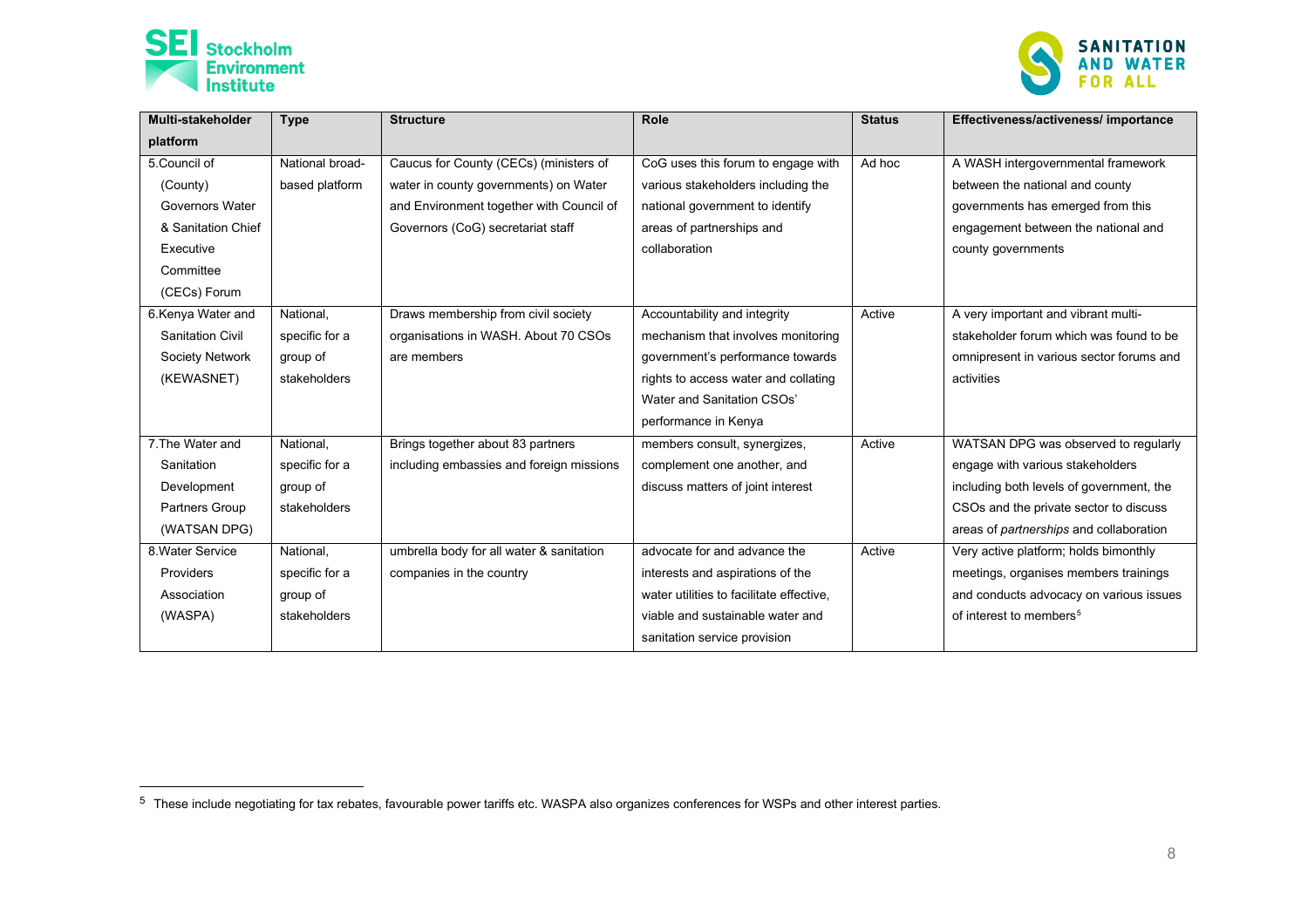| Multi-stakeholder platform | Type | Structure | Role | Status | Effectiveness/activeness/ importance |
|---|---|---|---|---|---|
| 5.Council of (County) Governors Water & Sanitation Chief Executive Committee (CECs) Forum | National broad-based platform | Caucus for County (CECs) (ministers of water in county governments) on Water and Environment together with Council of Governors (CoG) secretariat staff | CoG uses this forum to engage with various stakeholders including the national government to identify areas of partnerships and collaboration | Ad hoc | A WASH intergovernmental framework between the national and county governments has emerged from this engagement between the national and county governments |
| 6.Kenya Water and Sanitation Civil Society Network (KEWASNET) | National, specific for a group of stakeholders | Draws membership from civil society organisations in WASH. About 70 CSOs are members | Accountability and integrity mechanism that involves monitoring government's performance towards rights to access water and collating Water and Sanitation CSOs' performance in Kenya | Active | A very important and vibrant multi-stakeholder forum which was found to be omnipresent in various sector forums and activities |
| 7.The Water and Sanitation Development Partners Group (WATSAN DPG) | National, specific for a group of stakeholders | Brings together about 83 partners including embassies and foreign missions | members consult, synergizes, complement one another, and discuss matters of joint interest | Active | WATSAN DPG was observed to regularly engage with various stakeholders including both levels of government, the CSOs and the private sector to discuss areas of *partnerships* and collaboration |
| 8.Water Service Providers Association (WASPA) | National, specific for a group of stakeholders | umbrella body for all water & sanitation companies in the country | advocate for and advance the interests and aspirations of the water utilities to facilitate effective, viable and sustainable water and sanitation service provision | Active | Very active platform; holds bimonthly meetings, organises members trainings and conducts advocacy on various issues of interest to members[5] |

[5] These include negotiating for tax rebates, favourable power tariffs etc. WASPA also organizes conferences for WSPs and other interest parties.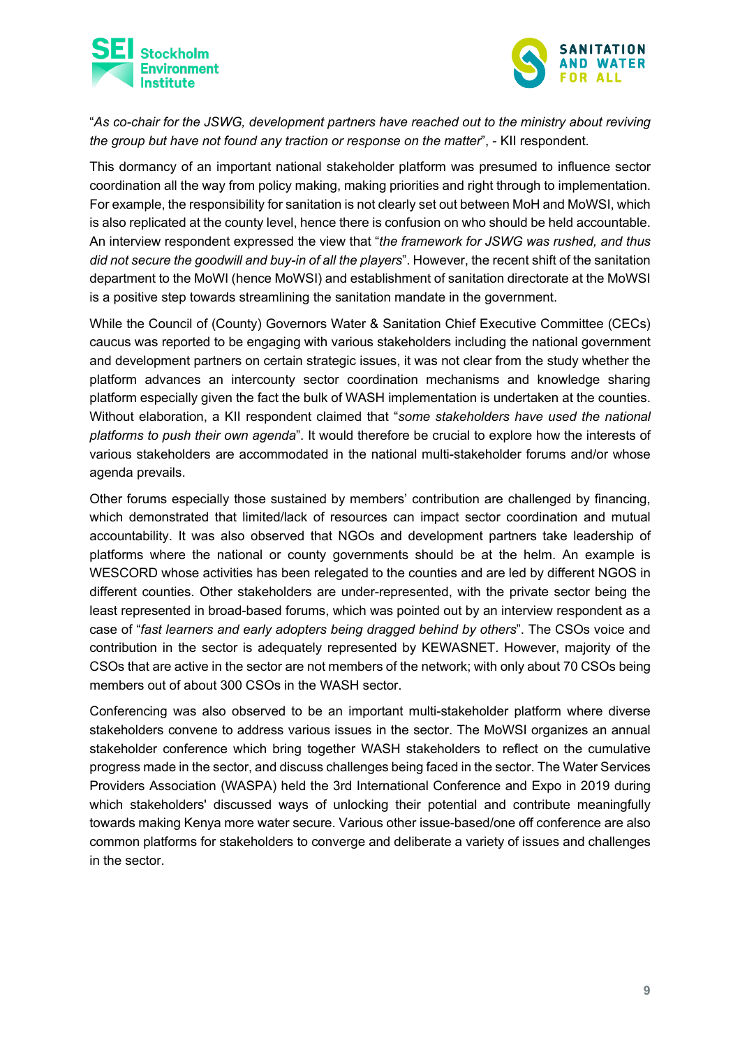"*As co-chair for the JSWG, development partners have reached out to the ministry about reviving the group but have not found any traction or response on the matter*", - KII respondent.

This dormancy of an important national stakeholder platform was presumed to influence sector coordination all the way from policy making, making priorities and right through to implementation. For example, the responsibility for sanitation is not clearly set out between MoH and MoWSI, which is also replicated at the county level, hence there is confusion on who should be held accountable. An interview respondent expressed the view that "*the framework for JSWG was rushed, and thus did not secure the goodwill and buy-in of all the players*". However, the recent shift of the sanitation department to the MoWI (hence MoWSI) and establishment of sanitation directorate at the MoWSI is a positive step towards streamlining the sanitation mandate in the government.

While the Council of (County) Governors Water & Sanitation Chief Executive Committee (CECs) caucus was reported to be engaging with various stakeholders including the national government and development partners on certain strategic issues, it was not clear from the study whether the platform advances an intercounty sector coordination mechanisms and knowledge sharing platform especially given the fact the bulk of WASH implementation is undertaken at the counties. Without elaboration, a KII respondent claimed that "*some stakeholders have used the national platforms to push their own agenda*". It would therefore be crucial to explore how the interests of various stakeholders are accommodated in the national multi-stakeholder forums and/or whose agenda prevails.

Other forums especially those sustained by members' contribution are challenged by financing, which demonstrated that limited/lack of resources can impact sector coordination and mutual accountability. It was also observed that NGOs and development partners take leadership of platforms where the national or county governments should be at the helm. An example is WESCORD whose activities has been relegated to the counties and are led by different NGOS in different counties. Other stakeholders are under-represented, with the private sector being the least represented in broad-based forums, which was pointed out by an interview respondent as a case of "*fast learners and early adopters being dragged behind by others*". The CSOs voice and contribution in the sector is adequately represented by KEWASNET. However, majority of the CSOs that are active in the sector are not members of the network; with only about 70 CSOs being members out of about 300 CSOs in the WASH sector.

Conferencing was also observed to be an important multi-stakeholder platform where diverse stakeholders convene to address various issues in the sector. The MoWSI organizes an annual stakeholder conference which bring together WASH stakeholders to reflect on the cumulative progress made in the sector, and discuss challenges being faced in the sector. The Water Services Providers Association (WASPA) held the 3rd International Conference and Expo in 2019 during which stakeholders' discussed ways of unlocking their potential and contribute meaningfully towards making Kenya more water secure. Various other issue-based/one off conference are also common platforms for stakeholders to converge and deliberate a variety of issues and challenges in the sector.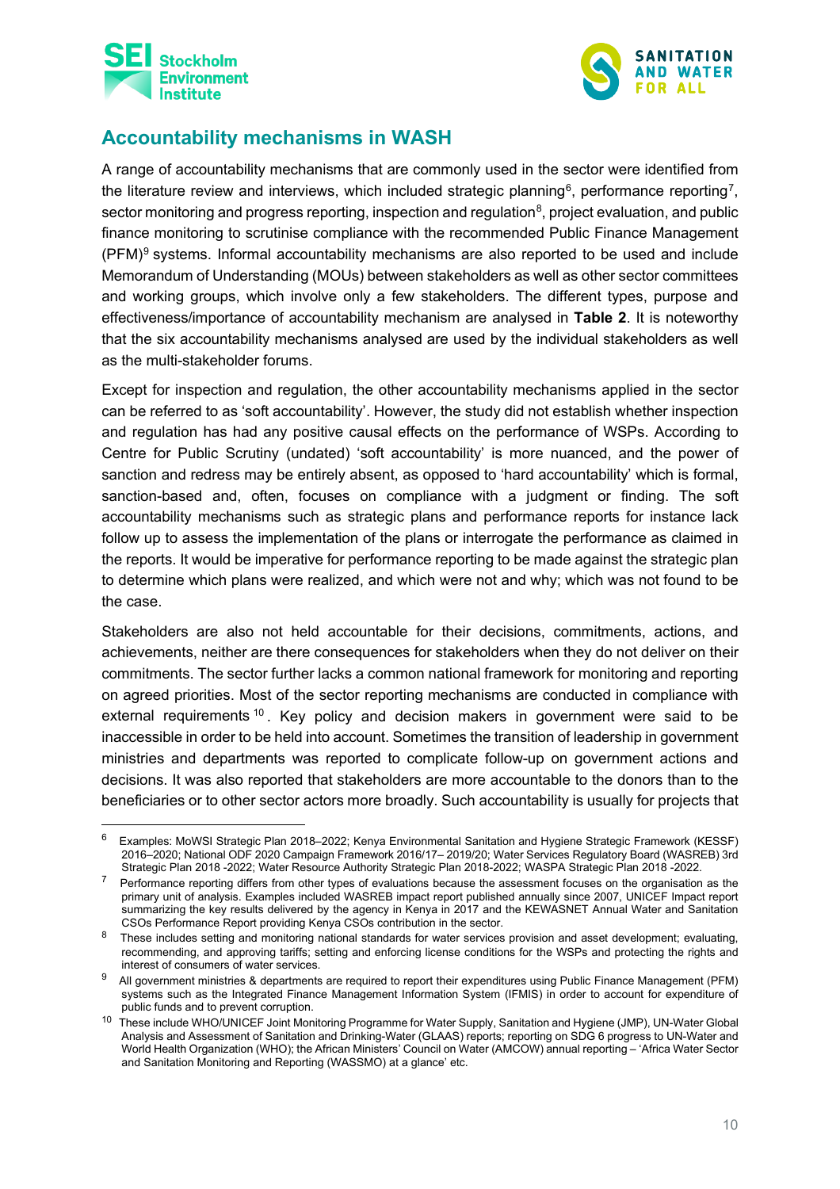## Accountability mechanisms in WASH

A range of accountability mechanisms that are commonly used in the sector were identified from the literature review and interviews, which included strategic planning[6], performance reporting[7], sector monitoring and progress reporting, inspection and regulation[8], project evaluation, and public finance monitoring to scrutinise compliance with the recommended Public Finance Management (PFM)[9] systems. Informal accountability mechanisms are also reported to be used and include Memorandum of Understanding (MOUs) between stakeholders as well as other sector committees and working groups, which involve only a few stakeholders. The different types, purpose and effectiveness/importance of accountability mechanism are analysed in **Table 2**. It is noteworthy that the six accountability mechanisms analysed are used by the individual stakeholders as well as the multi-stakeholder forums.

Except for inspection and regulation, the other accountability mechanisms applied in the sector can be referred to as 'soft accountability'. However, the study did not establish whether inspection and regulation has had any positive causal effects on the performance of WSPs. According to Centre for Public Scrutiny (undated) 'soft accountability' is more nuanced, and the power of sanction and redress may be entirely absent, as opposed to 'hard accountability' which is formal, sanction-based and, often, focuses on compliance with a judgment or finding. The soft accountability mechanisms such as strategic plans and performance reports for instance lack follow up to assess the implementation of the plans or interrogate the performance as claimed in the reports. It would be imperative for performance reporting to be made against the strategic plan to determine which plans were realized, and which were not and why; which was not found to be the case.

Stakeholders are also not held accountable for their decisions, commitments, actions, and achievements, neither are there consequences for stakeholders when they do not deliver on their commitments. The sector further lacks a common national framework for monitoring and reporting on agreed priorities. Most of the sector reporting mechanisms are conducted in compliance with external requirements[10]. Key policy and decision makers in government were said to be inaccessible in order to be held into account. Sometimes the transition of leadership in government ministries and departments was reported to complicate follow-up on government actions and decisions. It was also reported that stakeholders are more accountable to the donors than to the beneficiaries or to other sector actors more broadly. Such accountability is usually for projects that

---

[6] Examples: MoWSI Strategic Plan 2018–2022; Kenya Environmental Sanitation and Hygiene Strategic Framework (KESSF) 2016–2020; National ODF 2020 Campaign Framework 2016/17– 2019/20; Water Services Regulatory Board (WASREB) 3rd Strategic Plan 2018 -2022; Water Resource Authority Strategic Plan 2018-2022; WASPA Strategic Plan 2018 -2022.

[7] Performance reporting differs from other types of evaluations because the assessment focuses on the organisation as the primary unit of analysis. Examples included WASREB impact report published annually since 2007, UNICEF Impact report summarizing the key results delivered by the agency in Kenya in 2017 and the KEWASNET Annual Water and Sanitation CSOs Performance Report providing Kenya CSOs contribution in the sector.

[8] These includes setting and monitoring national standards for water services provision and asset development; evaluating, recommending, and approving tariffs; setting and enforcing license conditions for the WSPs and protecting the rights and interest of consumers of water services.

[9] All government ministries & departments are required to report their expenditures using Public Finance Management (PFM) systems such as the Integrated Finance Management Information System (IFMIS) in order to account for expenditure of public funds and to prevent corruption.

[10] These include WHO/UNICEF Joint Monitoring Programme for Water Supply, Sanitation and Hygiene (JMP), UN-Water Global Analysis and Assessment of Sanitation and Drinking-Water (GLAAS) reports; reporting on SDG 6 progress to UN-Water and World Health Organization (WHO); the African Ministers' Council on Water (AMCOW) annual reporting – 'Africa Water Sector and Sanitation Monitoring and Reporting (WASSMO) at a glance' etc.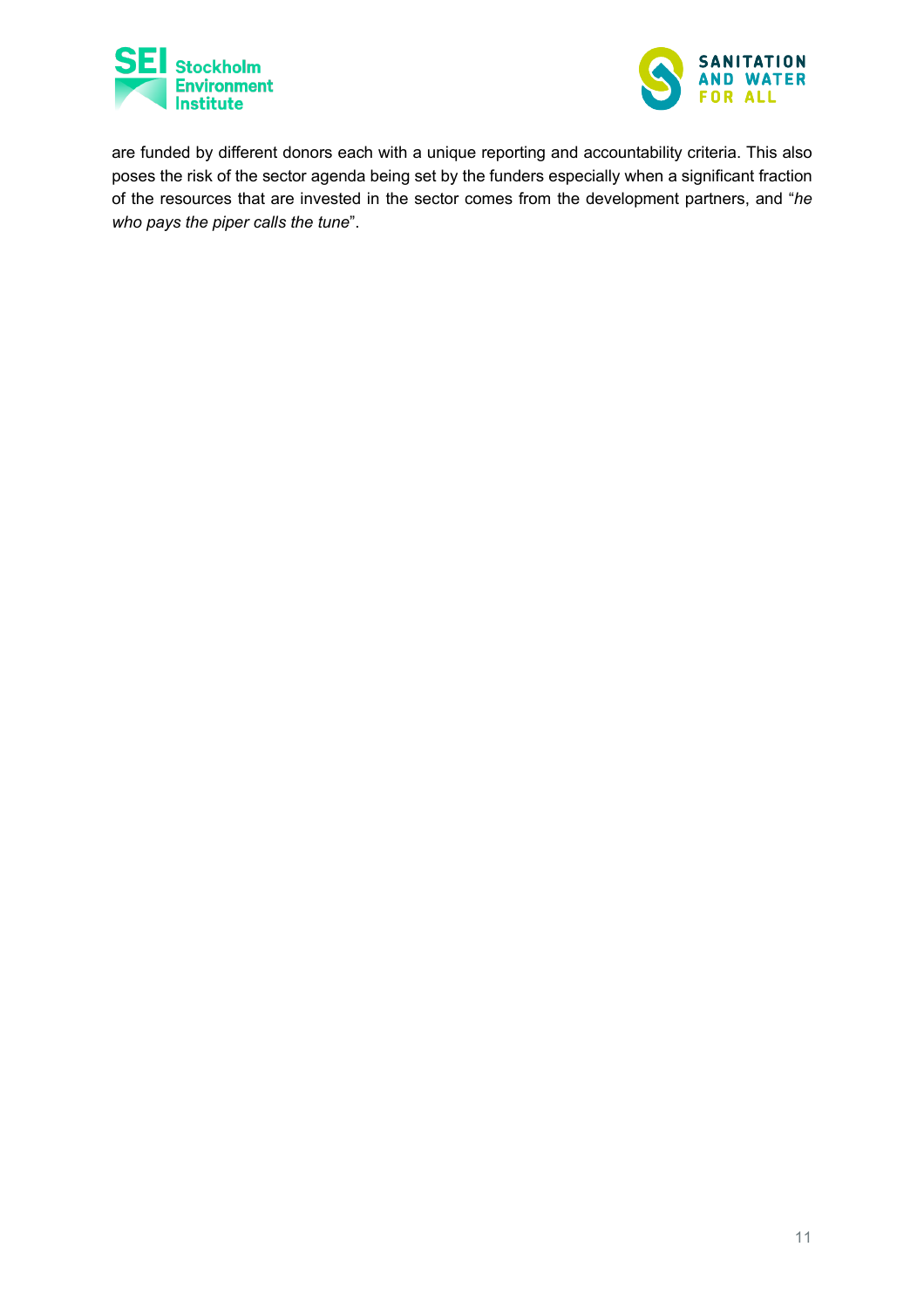are funded by different donors each with a unique reporting and accountability criteria. This also poses the risk of the sector agenda being set by the funders especially when a significant fraction of the resources that are invested in the sector comes from the development partners, and "*he who pays the piper calls the tune*".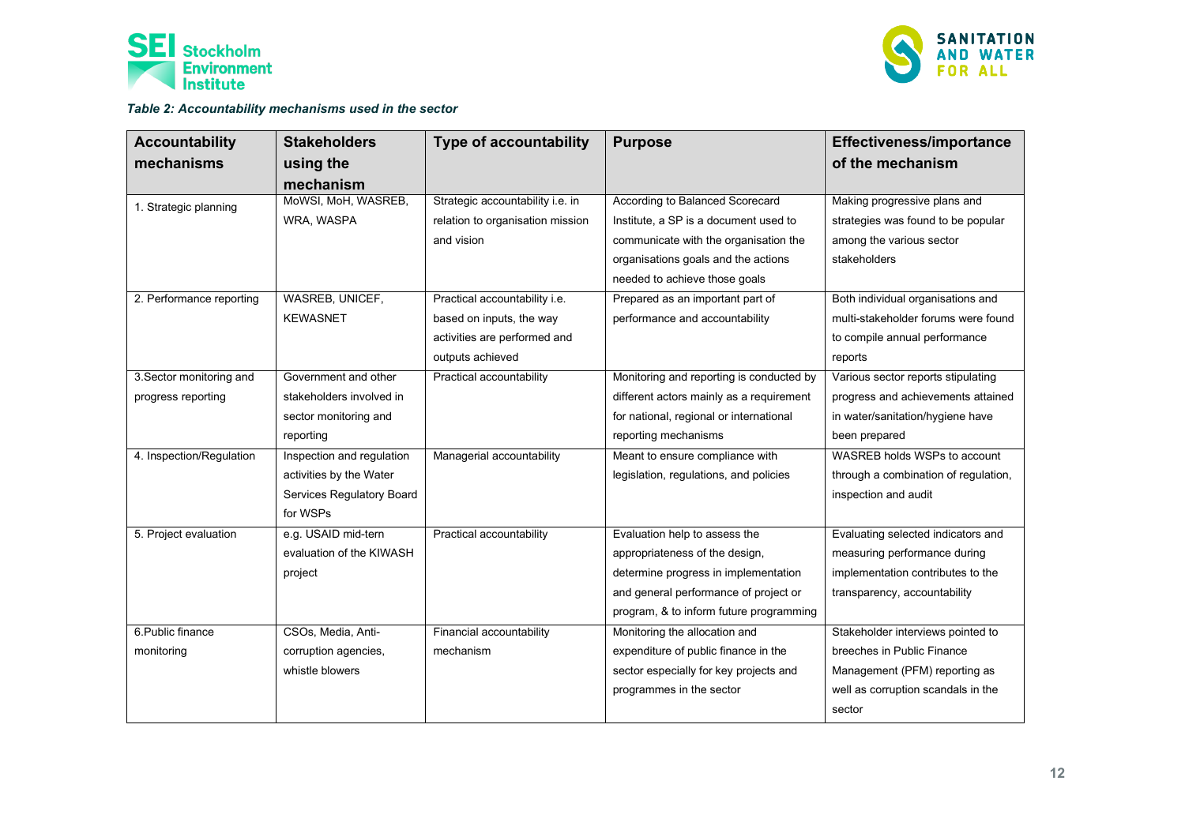*Table 2: Accountability mechanisms used in the sector*

| Accountability mechanisms | Stakeholders using the mechanism | Type of accountability | Purpose | Effectiveness/importance of the mechanism |
|---|---|---|---|---|
| 1. Strategic planning | MoWSI, MoH, WASREB, WRA, WASPA | Strategic accountability i.e. in relation to organisation mission and vision | According to Balanced Scorecard Institute, a SP is a document used to communicate with the organisation the organisations goals and the actions needed to achieve those goals | Making progressive plans and strategies was found to be popular among the various sector stakeholders |
| 2. Performance reporting | WASREB, UNICEF, KEWASNET | Practical accountability i.e. based on inputs, the way activities are performed and outputs achieved | Prepared as an important part of performance and accountability | Both individual organisations and multi-stakeholder forums were found to compile annual performance reports |
| 3.Sector monitoring and progress reporting | Government and other stakeholders involved in sector monitoring and reporting | Practical accountability | Monitoring and reporting is conducted by different actors mainly as a requirement for national, regional or international reporting mechanisms | Various sector reports stipulating progress and achievements attained in water/sanitation/hygiene have been prepared |
| 4. Inspection/Regulation | Inspection and regulation activities by the Water Services Regulatory Board for WSPs | Managerial accountability | Meant to ensure compliance with legislation, regulations, and policies | WASREB holds WSPs to account through a combination of regulation, inspection and audit |
| 5. Project evaluation | e.g. USAID mid-tern evaluation of the KIWASH project | Practical accountability | Evaluation help to assess the appropriateness of the design, determine progress in implementation and general performance of project or program, & to inform future programming | Evaluating selected indicators and measuring performance during implementation contributes to the transparency, accountability |
| 6.Public finance monitoring | CSOs, Media, Anti-corruption agencies, whistle blowers | Financial accountability mechanism | Monitoring the allocation and expenditure of public finance in the sector especially for key projects and programmes in the sector | Stakeholder interviews pointed to breeches in Public Finance Management (PFM) reporting as well as corruption scandals in the sector |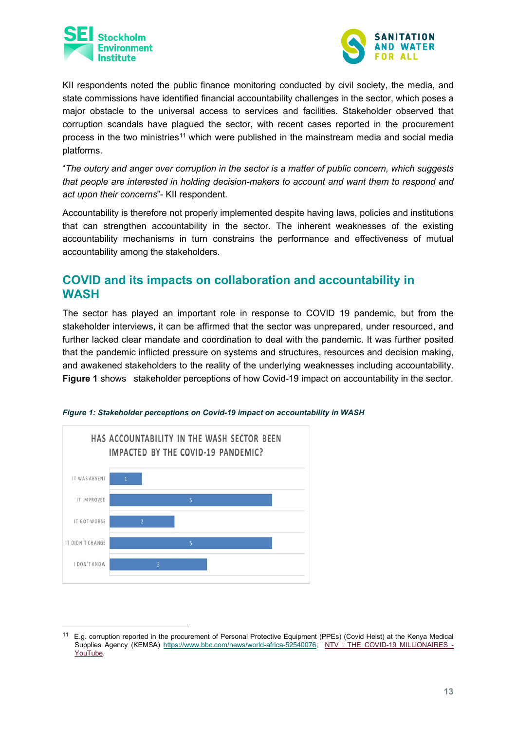KII respondents noted the public finance monitoring conducted by civil society, the media, and state commissions have identified financial accountability challenges in the sector, which poses a major obstacle to the universal access to services and facilities. Stakeholder observed that corruption scandals have plagued the sector, with recent cases reported in the procurement process in the two ministries[11] which were published in the mainstream media and social media platforms.

"*The outcry and anger over corruption in the sector is a matter of public concern, which suggests that people are interested in holding decision-makers to account and want them to respond and act upon their concerns*"- KII respondent.

Accountability is therefore not properly implemented despite having laws, policies and institutions that can strengthen accountability in the sector. The inherent weaknesses of the existing accountability mechanisms in turn constrains the performance and effectiveness of mutual accountability among the stakeholders.

## COVID and its impacts on collaboration and accountability in WASH

The sector has played an important role in response to COVID 19 pandemic, but from the stakeholder interviews, it can be affirmed that the sector was unprepared, under resourced, and further lacked clear mandate and coordination to deal with the pandemic. It was further posited that the pandemic inflicted pressure on systems and structures, resources and decision making, and awakened stakeholders to the reality of the underlying weaknesses including accountability. **Figure 1** shows stakeholder perceptions of how Covid-19 impact on accountability in the sector.

***Figure 1: Stakeholder perceptions on Covid-19 impact on accountability in WASH***

HAS ACCOUNTABILITY IN THE WASH SECTOR BEEN IMPACTED BY THE COVID-19 PANDEMIC?

| Response | Count |
|---|---|
| IT WAS ABSENT | 1 |
| IT IMPROVED | 5 |
| IT GOT WORSE | 2 |
| IT DIDN'T CHANGE | 5 |
| I DON'T KNOW | 3 |

[11] E.g. corruption reported in the procurement of Personal Protective Equipment (PPEs) (Covid Heist) at the Kenya Medical Supplies Agency (KEMSA) https://www.bbc.com/news/world-africa-52540076; NTV : THE COVID-19 MILLiONAIRES - YouTube.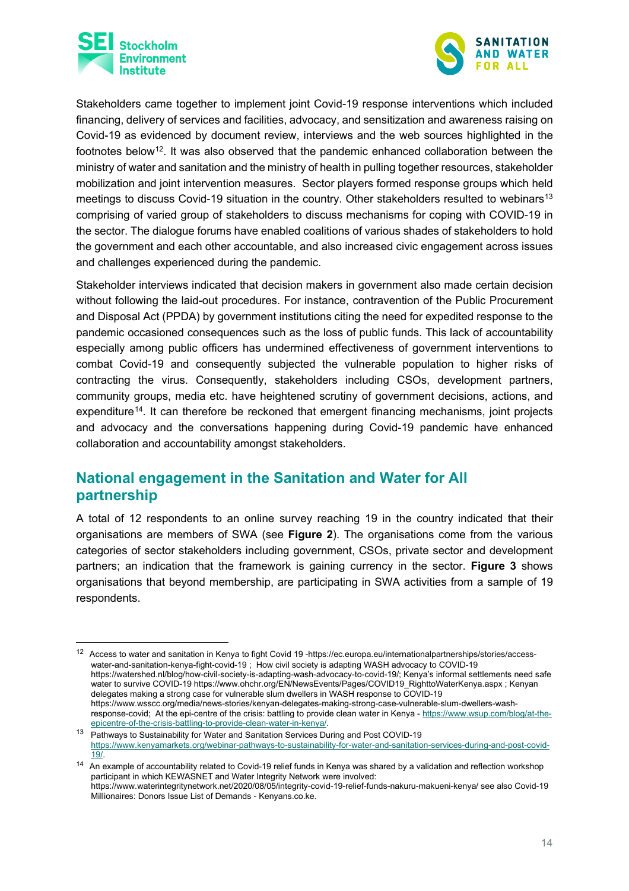Stakeholders came together to implement joint Covid-19 response interventions which included financing, delivery of services and facilities, advocacy, and sensitization and awareness raising on Covid-19 as evidenced by document review, interviews and the web sources highlighted in the footnotes below[12]. It was also observed that the pandemic enhanced collaboration between the ministry of water and sanitation and the ministry of health in pulling together resources, stakeholder mobilization and joint intervention measures. Sector players formed response groups which held meetings to discuss Covid-19 situation in the country. Other stakeholders resulted to webinars[13] comprising of varied group of stakeholders to discuss mechanisms for coping with COVID-19 in the sector. The dialogue forums have enabled coalitions of various shades of stakeholders to hold the government and each other accountable, and also increased civic engagement across issues and challenges experienced during the pandemic.

Stakeholder interviews indicated that decision makers in government also made certain decision without following the laid-out procedures. For instance, contravention of the Public Procurement and Disposal Act (PPDA) by government institutions citing the need for expedited response to the pandemic occasioned consequences such as the loss of public funds. This lack of accountability especially among public officers has undermined effectiveness of government interventions to combat Covid-19 and consequently subjected the vulnerable population to higher risks of contracting the virus. Consequently, stakeholders including CSOs, development partners, community groups, media etc. have heightened scrutiny of government decisions, actions, and expenditure[14]. It can therefore be reckoned that emergent financing mechanisms, joint projects and advocacy and the conversations happening during Covid-19 pandemic have enhanced collaboration and accountability amongst stakeholders.

## National engagement in the Sanitation and Water for All partnership

A total of 12 respondents to an online survey reaching 19 in the country indicated that their organisations are members of SWA (see **Figure 2**). The organisations come from the various categories of sector stakeholders including government, CSOs, private sector and development partners; an indication that the framework is gaining currency in the sector. **Figure 3** shows organisations that beyond membership, are participating in SWA activities from a sample of 19 respondents.

---

[12] Access to water and sanitation in Kenya to fight Covid 19 -https://ec.europa.eu/internationalpartnerships/stories/access-water-and-sanitation-kenya-fight-covid-19 ; How civil society is adapting WASH advocacy to COVID-19 https://watershed.nl/blog/how-civil-society-is-adapting-wash-advocacy-to-covid-19/; Kenya's informal settlements need safe water to survive COVID-19 https://www.ohchr.org/EN/NewsEvents/Pages/COVID19_RighttoWaterKenya.aspx ; Kenyan delegates making a strong case for vulnerable slum dwellers in WASH response to COVID-19 https://www.wsscc.org/media/news-stories/kenyan-delegates-making-strong-case-vulnerable-slum-dwellers-wash-response-covid; At the epi-centre of the crisis: battling to provide clean water in Kenya - https://www.wsup.com/blog/at-the-epicentre-of-the-crisis-battling-to-provide-clean-water-in-kenya/.

[13] Pathways to Sustainability for Water and Sanitation Services During and Post COVID-19 https://www.kenyamarkets.org/webinar-pathways-to-sustainability-for-water-and-sanitation-services-during-and-post-covid-19/.

[14] An example of accountability related to Covid-19 relief funds in Kenya was shared by a validation and reflection workshop participant in which KEWASNET and Water Integrity Network were involved: https://www.waterintegritynetwork.net/2020/08/05/integrity-covid-19-relief-funds-nakuru-makueni-kenya/ see also Covid-19 Millionaires: Donors Issue List of Demands - Kenyans.co.ke.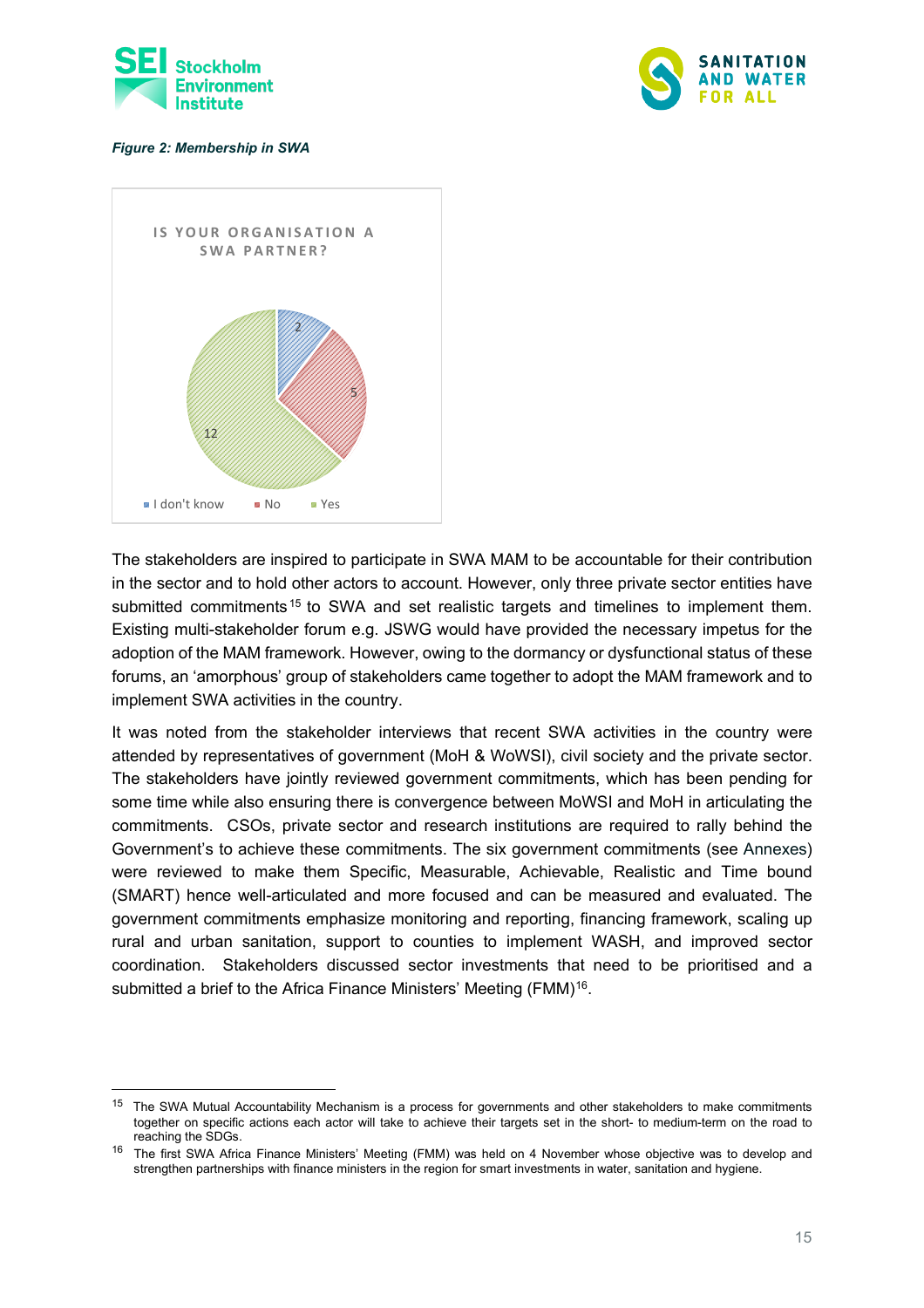*Figure 2: Membership in SWA*

IS YOUR ORGANISATION A SWA PARTNER?

| Response | Count |
|---|---|
| I don't know | 2 |
| No | 5 |
| Yes | 12 |

The stakeholders are inspired to participate in SWA MAM to be accountable for their contribution in the sector and to hold other actors to account. However, only three private sector entities have submitted commitments[15] to SWA and set realistic targets and timelines to implement them. Existing multi-stakeholder forum e.g. JSWG would have provided the necessary impetus for the adoption of the MAM framework. However, owing to the dormancy or dysfunctional status of these forums, an 'amorphous' group of stakeholders came together to adopt the MAM framework and to implement SWA activities in the country.

It was noted from the stakeholder interviews that recent SWA activities in the country were attended by representatives of government (MoH & WoWSI), civil society and the private sector. The stakeholders have jointly reviewed government commitments, which has been pending for some time while also ensuring there is convergence between MoWSI and MoH in articulating the commitments. CSOs, private sector and research institutions are required to rally behind the Government's to achieve these commitments. The six government commitments (see Annexes) were reviewed to make them Specific, Measurable, Achievable, Realistic and Time bound (SMART) hence well-articulated and more focused and can be measured and evaluated. The government commitments emphasize monitoring and reporting, financing framework, scaling up rural and urban sanitation, support to counties to implement WASH, and improved sector coordination. Stakeholders discussed sector investments that need to be prioritised and a submitted a brief to the Africa Finance Ministers' Meeting (FMM)[16].

[15] The SWA Mutual Accountability Mechanism is a process for governments and other stakeholders to make commitments together on specific actions each actor will take to achieve their targets set in the short- to medium-term on the road to reaching the SDGs.

[16] The first SWA Africa Finance Ministers' Meeting (FMM) was held on 4 November whose objective was to develop and strengthen partnerships with finance ministers in the region for smart investments in water, sanitation and hygiene.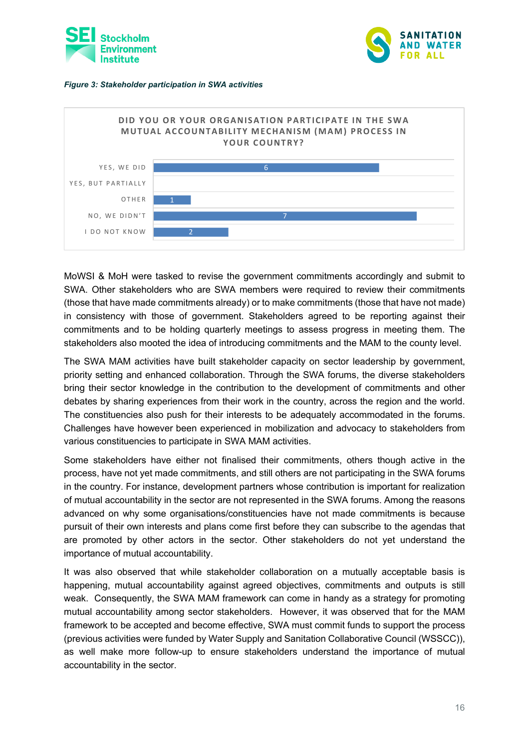*Figure 3: Stakeholder participation in SWA activities*

**DID YOU OR YOUR ORGANISATION PARTICIPATE IN THE SWA MUTUAL ACCOUNTABILITY MECHANISM (MAM) PROCESS IN YOUR COUNTRY?**

| Response | Count |
| --- | --- |
| YES, WE DID | 6 |
| YES, BUT PARTIALLY | |
| OTHER | 1 |
| NO, WE DIDN'T | 7 |
| I DO NOT KNOW | 2 |

MoWSI & MoH were tasked to revise the government commitments accordingly and submit to SWA. Other stakeholders who are SWA members were required to review their commitments (those that have made commitments already) or to make commitments (those that have not made) in consistency with those of government. Stakeholders agreed to be reporting against their commitments and to be holding quarterly meetings to assess progress in meeting them. The stakeholders also mooted the idea of introducing commitments and the MAM to the county level.

The SWA MAM activities have built stakeholder capacity on sector leadership by government, priority setting and enhanced collaboration. Through the SWA forums, the diverse stakeholders bring their sector knowledge in the contribution to the development of commitments and other debates by sharing experiences from their work in the country, across the region and the world. The constituencies also push for their interests to be adequately accommodated in the forums. Challenges have however been experienced in mobilization and advocacy to stakeholders from various constituencies to participate in SWA MAM activities.

Some stakeholders have either not finalised their commitments, others though active in the process, have not yet made commitments, and still others are not participating in the SWA forums in the country. For instance, development partners whose contribution is important for realization of mutual accountability in the sector are not represented in the SWA forums. Among the reasons advanced on why some organisations/constituencies have not made commitments is because pursuit of their own interests and plans come first before they can subscribe to the agendas that are promoted by other actors in the sector. Other stakeholders do not yet understand the importance of mutual accountability.

It was also observed that while stakeholder collaboration on a mutually acceptable basis is happening, mutual accountability against agreed objectives, commitments and outputs is still weak. Consequently, the SWA MAM framework can come in handy as a strategy for promoting mutual accountability among sector stakeholders. However, it was observed that for the MAM framework to be accepted and become effective, SWA must commit funds to support the process (previous activities were funded by Water Supply and Sanitation Collaborative Council (WSSCC)), as well make more follow-up to ensure stakeholders understand the importance of mutual accountability in the sector.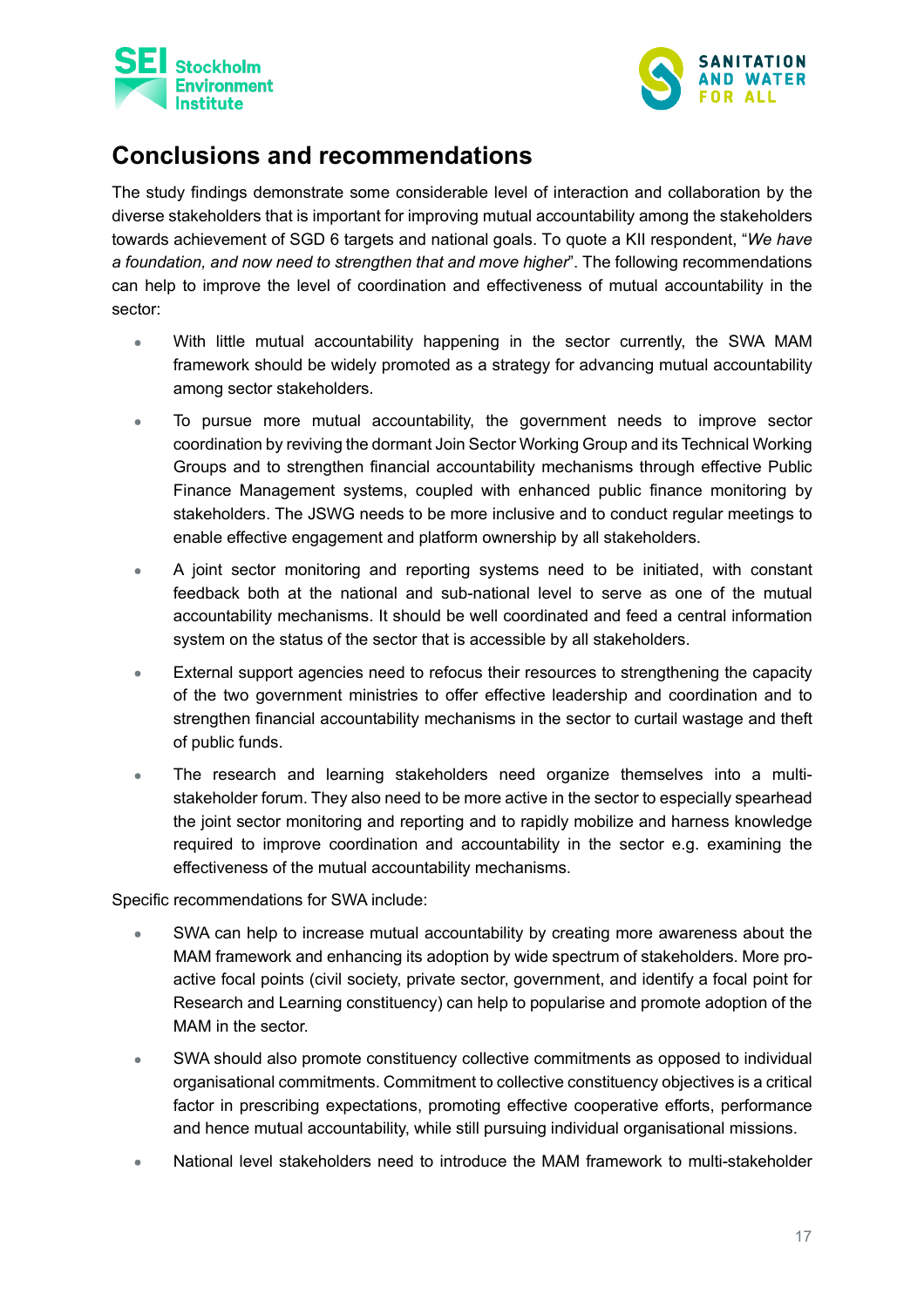## Conclusions and recommendations

The study findings demonstrate some considerable level of interaction and collaboration by the diverse stakeholders that is important for improving mutual accountability among the stakeholders towards achievement of SGD 6 targets and national goals. To quote a KII respondent, "*We have a foundation, and now need to strengthen that and move higher*". The following recommendations can help to improve the level of coordination and effectiveness of mutual accountability in the sector:

- With little mutual accountability happening in the sector currently, the SWA MAM framework should be widely promoted as a strategy for advancing mutual accountability among sector stakeholders.
- To pursue more mutual accountability, the government needs to improve sector coordination by reviving the dormant Join Sector Working Group and its Technical Working Groups and to strengthen financial accountability mechanisms through effective Public Finance Management systems, coupled with enhanced public finance monitoring by stakeholders. The JSWG needs to be more inclusive and to conduct regular meetings to enable effective engagement and platform ownership by all stakeholders.
- A joint sector monitoring and reporting systems need to be initiated, with constant feedback both at the national and sub-national level to serve as one of the mutual accountability mechanisms. It should be well coordinated and feed a central information system on the status of the sector that is accessible by all stakeholders.
- External support agencies need to refocus their resources to strengthening the capacity of the two government ministries to offer effective leadership and coordination and to strengthen financial accountability mechanisms in the sector to curtail wastage and theft of public funds.
- The research and learning stakeholders need organize themselves into a multi-stakeholder forum. They also need to be more active in the sector to especially spearhead the joint sector monitoring and reporting and to rapidly mobilize and harness knowledge required to improve coordination and accountability in the sector e.g. examining the effectiveness of the mutual accountability mechanisms.

Specific recommendations for SWA include:

- SWA can help to increase mutual accountability by creating more awareness about the MAM framework and enhancing its adoption by wide spectrum of stakeholders. More pro-active focal points (civil society, private sector, government, and identify a focal point for Research and Learning constituency) can help to popularise and promote adoption of the MAM in the sector.
- SWA should also promote constituency collective commitments as opposed to individual organisational commitments. Commitment to collective constituency objectives is a critical factor in prescribing expectations, promoting effective cooperative efforts, performance and hence mutual accountability, while still pursuing individual organisational missions.
- National level stakeholders need to introduce the MAM framework to multi-stakeholder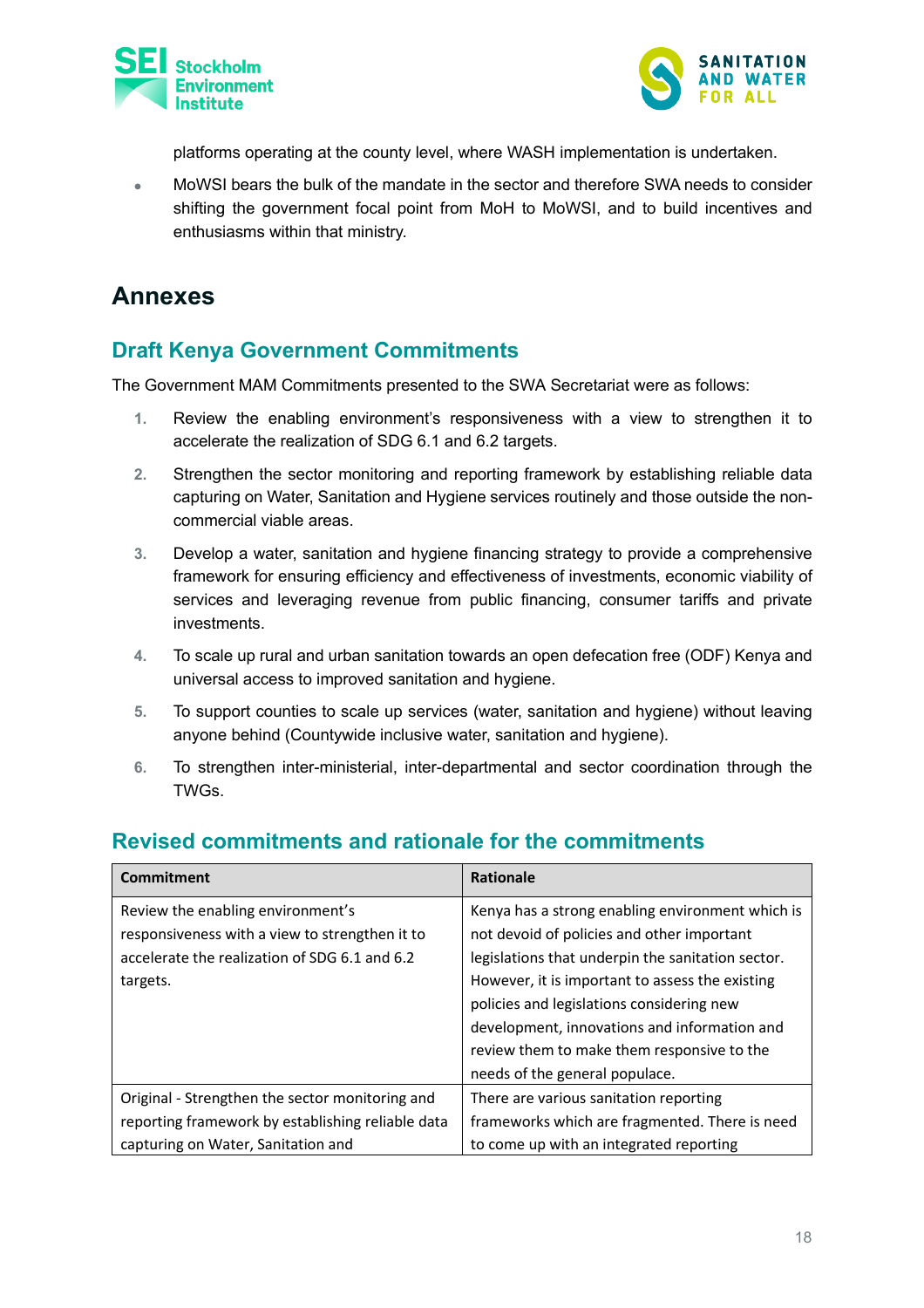platforms operating at the county level, where WASH implementation is undertaken.

- MoWSI bears the bulk of the mandate in the sector and therefore SWA needs to consider shifting the government focal point from MoH to MoWSI, and to build incentives and enthusiasms within that ministry.

# Annexes

## Draft Kenya Government Commitments

The Government MAM Commitments presented to the SWA Secretariat were as follows:

1. Review the enabling environment's responsiveness with a view to strengthen it to accelerate the realization of SDG 6.1 and 6.2 targets.
2. Strengthen the sector monitoring and reporting framework by establishing reliable data capturing on Water, Sanitation and Hygiene services routinely and those outside the non-commercial viable areas.
3. Develop a water, sanitation and hygiene financing strategy to provide a comprehensive framework for ensuring efficiency and effectiveness of investments, economic viability of services and leveraging revenue from public financing, consumer tariffs and private investments.
4. To scale up rural and urban sanitation towards an open defecation free (ODF) Kenya and universal access to improved sanitation and hygiene.
5. To support counties to scale up services (water, sanitation and hygiene) without leaving anyone behind (Countywide inclusive water, sanitation and hygiene).
6. To strengthen inter-ministerial, inter-departmental and sector coordination through the TWGs.

## Revised commitments and rationale for the commitments

| Commitment | Rationale |
|---|---|
| Review the enabling environment's responsiveness with a view to strengthen it to accelerate the realization of SDG 6.1 and 6.2 targets. | Kenya has a strong enabling environment which is not devoid of policies and other important legislations that underpin the sanitation sector. However, it is important to assess the existing policies and legislations considering new development, innovations and information and review them to make them responsive to the needs of the general populace. |
| Original - Strengthen the sector monitoring and reporting framework by establishing reliable data capturing on Water, Sanitation and | There are various sanitation reporting frameworks which are fragmented. There is need to come up with an integrated reporting |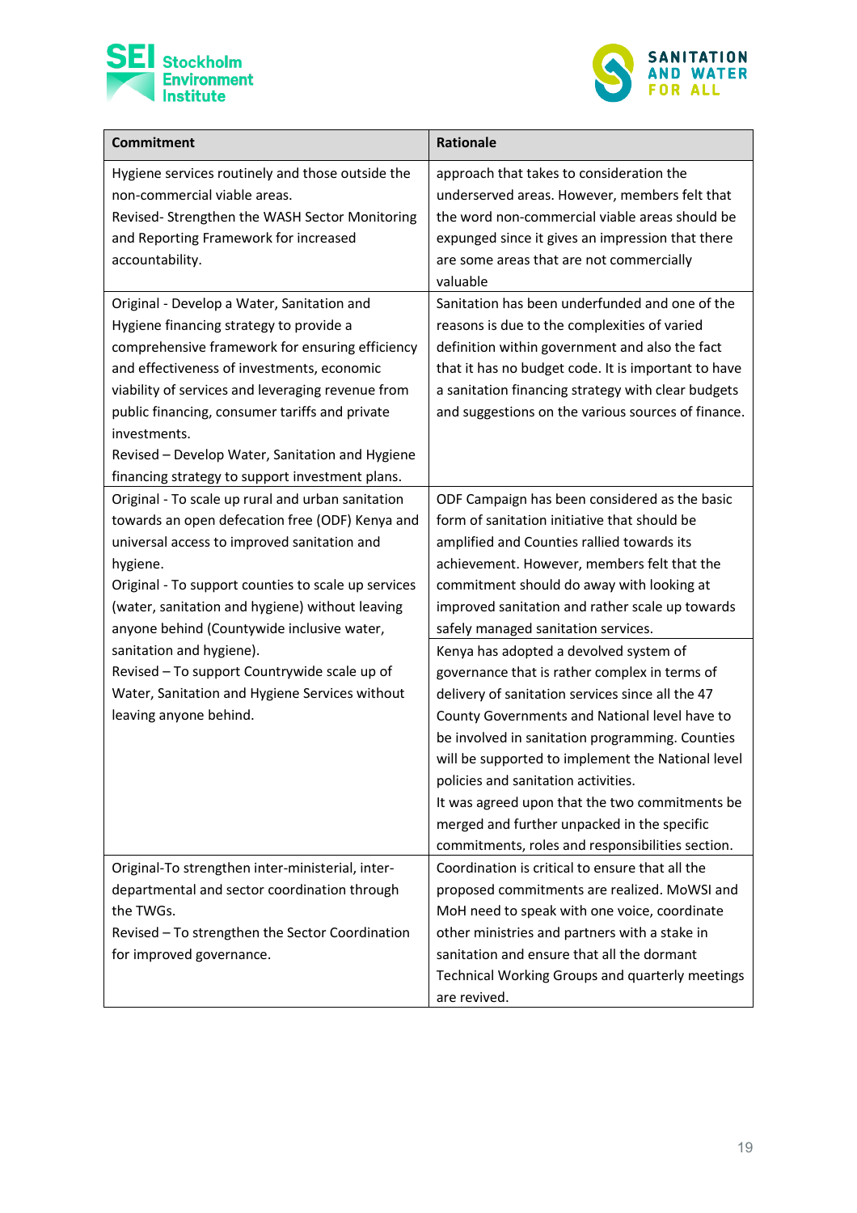| Commitment | Rationale |
|---|---|
| Hygiene services routinely and those outside the non-commercial viable areas.<br>Revised- Strengthen the WASH Sector Monitoring and Reporting Framework for increased accountability. | approach that takes to consideration the underserved areas. However, members felt that the word non-commercial viable areas should be expunged since it gives an impression that there are some areas that are not commercially valuable |
| Original - Develop a Water, Sanitation and Hygiene financing strategy to provide a comprehensive framework for ensuring efficiency and effectiveness of investments, economic viability of services and leveraging revenue from public financing, consumer tariffs and private investments.<br>Revised – Develop Water, Sanitation and Hygiene financing strategy to support investment plans. | Sanitation has been underfunded and one of the reasons is due to the complexities of varied definition within government and also the fact that it has no budget code. It is important to have a sanitation financing strategy with clear budgets and suggestions on the various sources of finance. |
| Original - To scale up rural and urban sanitation towards an open defecation free (ODF) Kenya and universal access to improved sanitation and hygiene.<br>Original - To support counties to scale up services (water, sanitation and hygiene) without leaving anyone behind (Countywide inclusive water, sanitation and hygiene).<br>Revised – To support Countrywide scale up of Water, Sanitation and Hygiene Services without leaving anyone behind. | ODF Campaign has been considered as the basic form of sanitation initiative that should be amplified and Counties rallied towards its achievement. However, members felt that the commitment should do away with looking at improved sanitation and rather scale up towards safely managed sanitation services.<br>Kenya has adopted a devolved system of governance that is rather complex in terms of delivery of sanitation services since all the 47 County Governments and National level have to be involved in sanitation programming. Counties will be supported to implement the National level policies and sanitation activities.<br>It was agreed upon that the two commitments be merged and further unpacked in the specific commitments, roles and responsibilities section. |
| Original-To strengthen inter-ministerial, inter-departmental and sector coordination through the TWGs.<br>Revised – To strengthen the Sector Coordination for improved governance. | Coordination is critical to ensure that all the proposed commitments are realized. MoWSI and MoH need to speak with one voice, coordinate other ministries and partners with a stake in sanitation and ensure that all the dormant Technical Working Groups and quarterly meetings are revived. |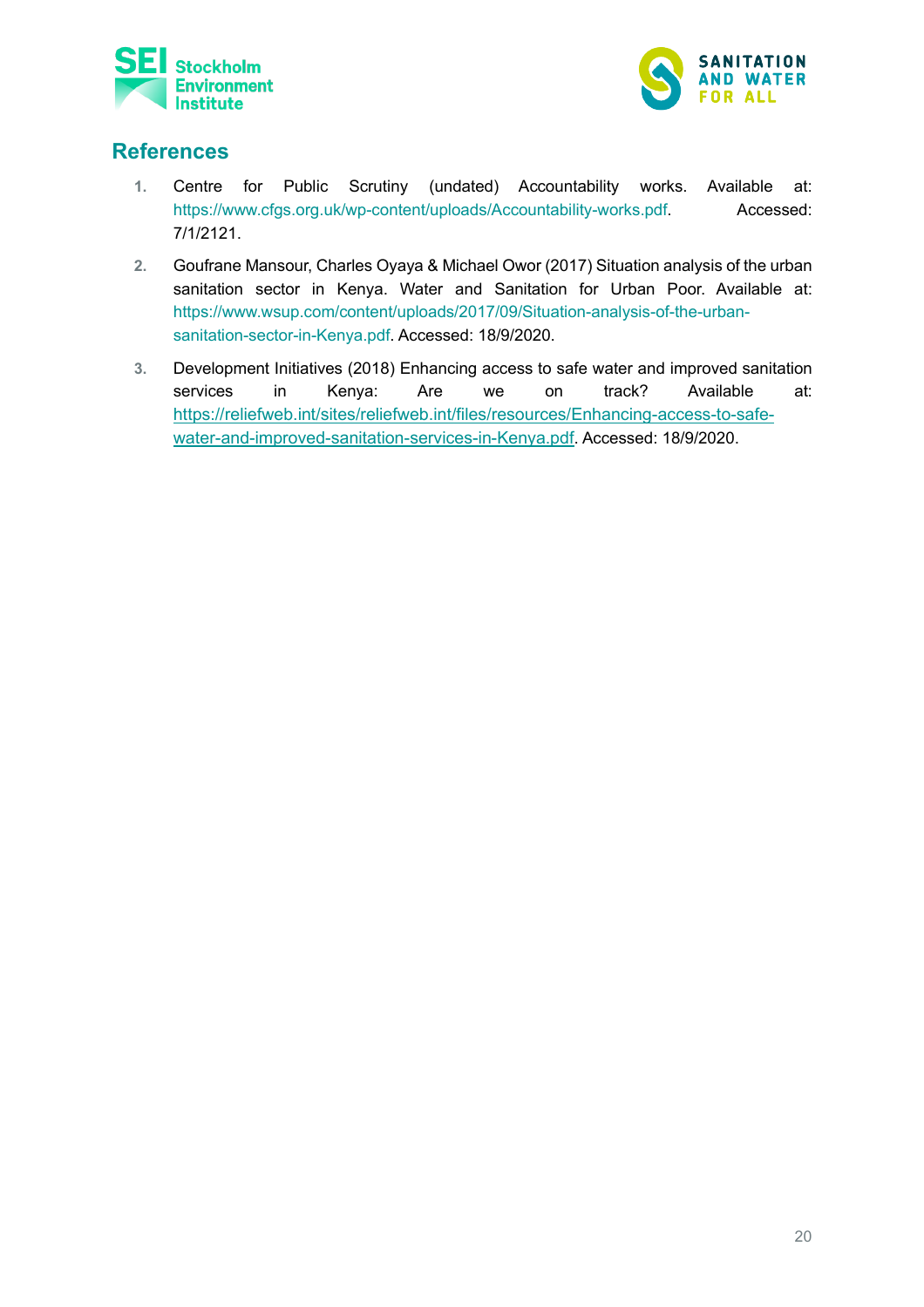## References

1. Centre for Public Scrutiny (undated) Accountability works. Available at: https://www.cfgs.org.uk/wp-content/uploads/Accountability-works.pdf. Accessed: 7/1/2121.
2. Goufrane Mansour, Charles Oyaya & Michael Owor (2017) Situation analysis of the urban sanitation sector in Kenya. Water and Sanitation for Urban Poor. Available at: https://www.wsup.com/content/uploads/2017/09/Situation-analysis-of-the-urban-sanitation-sector-in-Kenya.pdf. Accessed: 18/9/2020.
3. Development Initiatives (2018) Enhancing access to safe water and improved sanitation services in Kenya: Are we on track? Available at: https://reliefweb.int/sites/reliefweb.int/files/resources/Enhancing-access-to-safe-water-and-improved-sanitation-services-in-Kenya.pdf. Accessed: 18/9/2020.